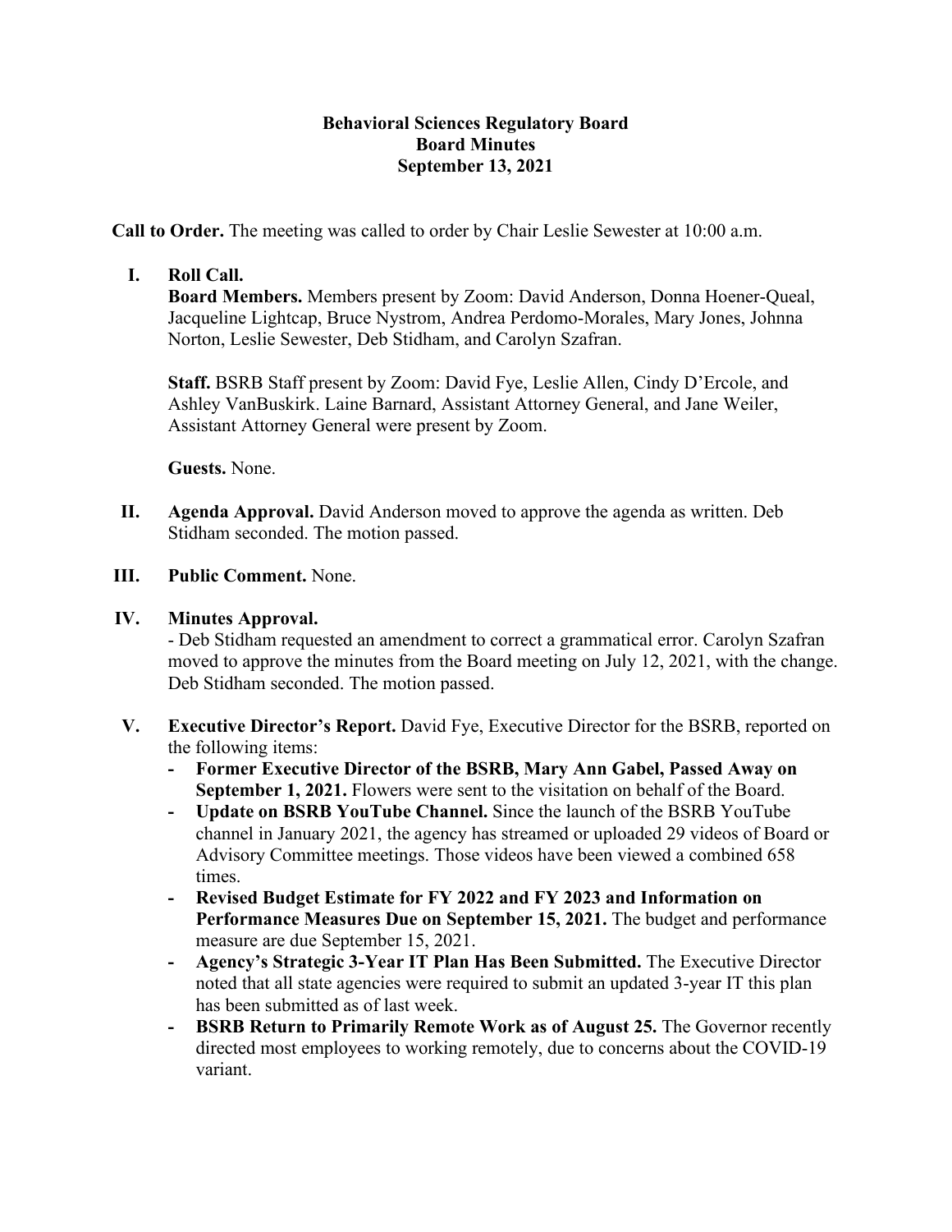**Behavioral Sciences Regulatory Board**
**Board Minutes**
**September 13, 2021**

**Call to Order.** The meeting was called to order by Chair Leslie Sewester at 10:00 a.m.

**I. Roll Call.**

**Board Members.** Members present by Zoom: David Anderson, Donna Hoener-Queal, Jacqueline Lightcap, Bruce Nystrom, Andrea Perdomo-Morales, Mary Jones, Johnna Norton, Leslie Sewester, Deb Stidham, and Carolyn Szafran.

**Staff.** BSRB Staff present by Zoom: David Fye, Leslie Allen, Cindy D'Ercole, and Ashley VanBuskirk. Laine Barnard, Assistant Attorney General, and Jane Weiler, Assistant Attorney General were present by Zoom.

**Guests.** None.

**II. Agenda Approval.** David Anderson moved to approve the agenda as written. Deb Stidham seconded. The motion passed.

**III. Public Comment.** None.

**IV. Minutes Approval.**

- Deb Stidham requested an amendment to correct a grammatical error. Carolyn Szafran moved to approve the minutes from the Board meeting on July 12, 2021, with the change. Deb Stidham seconded. The motion passed.

**V. Executive Director's Report.** David Fye, Executive Director for the BSRB, reported on the following items:

- **Former Executive Director of the BSRB, Mary Ann Gabel, Passed Away on September 1, 2021.** Flowers were sent to the visitation on behalf of the Board.
- **Update on BSRB YouTube Channel.** Since the launch of the BSRB YouTube channel in January 2021, the agency has streamed or uploaded 29 videos of Board or Advisory Committee meetings. Those videos have been viewed a combined 658 times.
- **Revised Budget Estimate for FY 2022 and FY 2023 and Information on Performance Measures Due on September 15, 2021.** The budget and performance measure are due September 15, 2021.
- **Agency's Strategic 3-Year IT Plan Has Been Submitted.** The Executive Director noted that all state agencies were required to submit an updated 3-year IT this plan has been submitted as of last week.
- **BSRB Return to Primarily Remote Work as of August 25.** The Governor recently directed most employees to working remotely, due to concerns about the COVID-19 variant.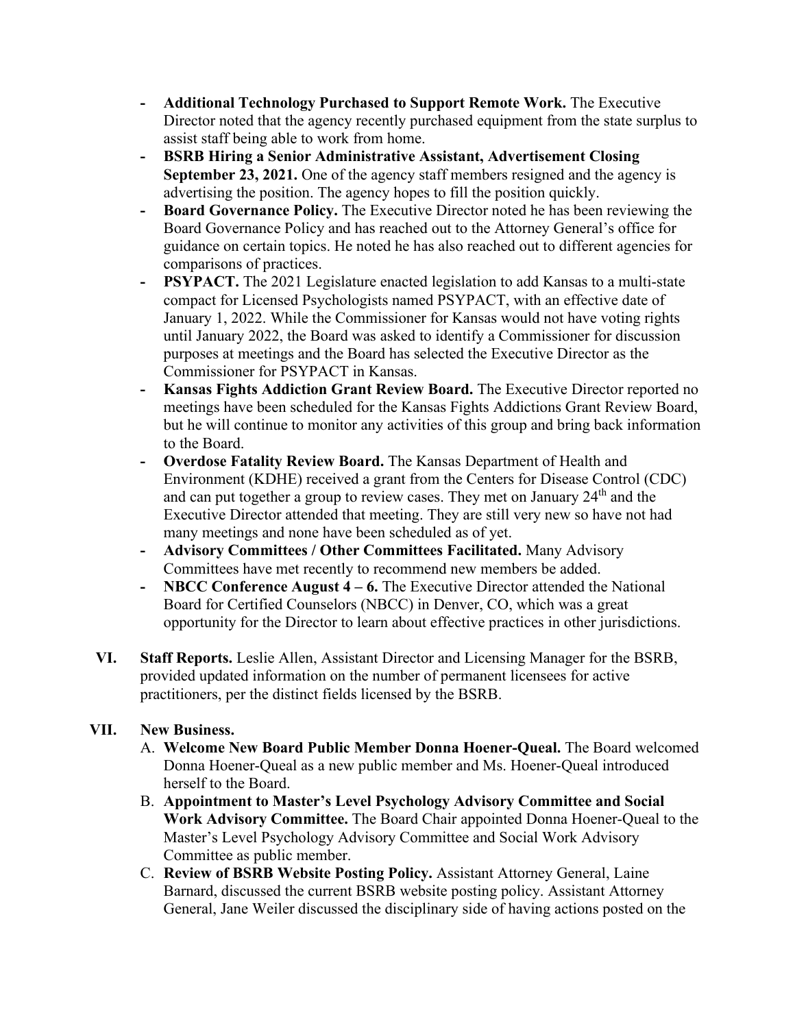- **Additional Technology Purchased to Support Remote Work.** The Executive Director noted that the agency recently purchased equipment from the state surplus to assist staff being able to work from home.
- **BSRB Hiring a Senior Administrative Assistant, Advertisement Closing September 23, 2021.** One of the agency staff members resigned and the agency is advertising the position. The agency hopes to fill the position quickly.
- **Board Governance Policy.** The Executive Director noted he has been reviewing the Board Governance Policy and has reached out to the Attorney General's office for guidance on certain topics. He noted he has also reached out to different agencies for comparisons of practices.
- **PSYPACT.** The 2021 Legislature enacted legislation to add Kansas to a multi-state compact for Licensed Psychologists named PSYPACT, with an effective date of January 1, 2022. While the Commissioner for Kansas would not have voting rights until January 2022, the Board was asked to identify a Commissioner for discussion purposes at meetings and the Board has selected the Executive Director as the Commissioner for PSYPACT in Kansas.
- **Kansas Fights Addiction Grant Review Board.** The Executive Director reported no meetings have been scheduled for the Kansas Fights Addictions Grant Review Board, but he will continue to monitor any activities of this group and bring back information to the Board.
- **Overdose Fatality Review Board.** The Kansas Department of Health and Environment (KDHE) received a grant from the Centers for Disease Control (CDC) and can put together a group to review cases. They met on January 24th and the Executive Director attended that meeting. They are still very new so have not had many meetings and none have been scheduled as of yet.
- **Advisory Committees / Other Committees Facilitated.** Many Advisory Committees have met recently to recommend new members be added.
- **NBCC Conference August 4 – 6.** The Executive Director attended the National Board for Certified Counselors (NBCC) in Denver, CO, which was a great opportunity for the Director to learn about effective practices in other jurisdictions.

**VI. Staff Reports.** Leslie Allen, Assistant Director and Licensing Manager for the BSRB, provided updated information on the number of permanent licensees for active practitioners, per the distinct fields licensed by the BSRB.

**VII. New Business.**

A. **Welcome New Board Public Member Donna Hoener-Queal.** The Board welcomed Donna Hoener-Queal as a new public member and Ms. Hoener-Queal introduced herself to the Board.

B. **Appointment to Master's Level Psychology Advisory Committee and Social Work Advisory Committee.** The Board Chair appointed Donna Hoener-Queal to the Master's Level Psychology Advisory Committee and Social Work Advisory Committee as public member.

C. **Review of BSRB Website Posting Policy.** Assistant Attorney General, Laine Barnard, discussed the current BSRB website posting policy. Assistant Attorney General, Jane Weiler discussed the disciplinary side of having actions posted on the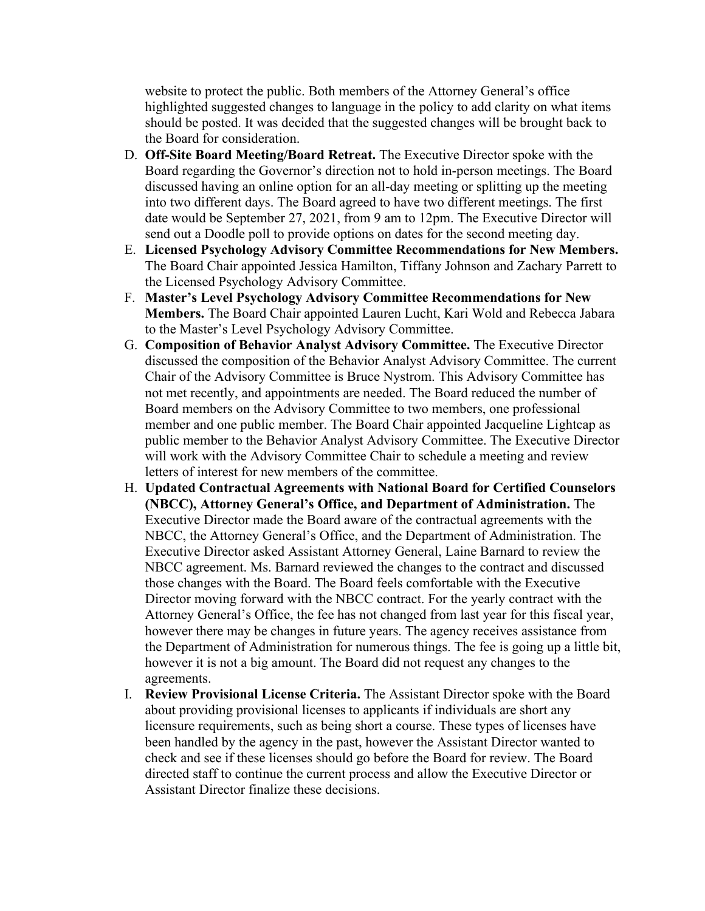website to protect the public. Both members of the Attorney General's office highlighted suggested changes to language in the policy to add clarity on what items should be posted. It was decided that the suggested changes will be brought back to the Board for consideration.

D. **Off-Site Board Meeting/Board Retreat.** The Executive Director spoke with the Board regarding the Governor's direction not to hold in-person meetings. The Board discussed having an online option for an all-day meeting or splitting up the meeting into two different days. The Board agreed to have two different meetings. The first date would be September 27, 2021, from 9 am to 12pm. The Executive Director will send out a Doodle poll to provide options on dates for the second meeting day.
E. **Licensed Psychology Advisory Committee Recommendations for New Members.** The Board Chair appointed Jessica Hamilton, Tiffany Johnson and Zachary Parrett to the Licensed Psychology Advisory Committee.
F. **Master's Level Psychology Advisory Committee Recommendations for New Members.** The Board Chair appointed Lauren Lucht, Kari Wold and Rebecca Jabara to the Master's Level Psychology Advisory Committee.
G. **Composition of Behavior Analyst Advisory Committee.** The Executive Director discussed the composition of the Behavior Analyst Advisory Committee. The current Chair of the Advisory Committee is Bruce Nystrom. This Advisory Committee has not met recently, and appointments are needed. The Board reduced the number of Board members on the Advisory Committee to two members, one professional member and one public member. The Board Chair appointed Jacqueline Lightcap as public member to the Behavior Analyst Advisory Committee. The Executive Director will work with the Advisory Committee Chair to schedule a meeting and review letters of interest for new members of the committee.
H. **Updated Contractual Agreements with National Board for Certified Counselors (NBCC), Attorney General's Office, and Department of Administration.** The Executive Director made the Board aware of the contractual agreements with the NBCC, the Attorney General's Office, and the Department of Administration. The Executive Director asked Assistant Attorney General, Laine Barnard to review the NBCC agreement. Ms. Barnard reviewed the changes to the contract and discussed those changes with the Board. The Board feels comfortable with the Executive Director moving forward with the NBCC contract. For the yearly contract with the Attorney General's Office, the fee has not changed from last year for this fiscal year, however there may be changes in future years. The agency receives assistance from the Department of Administration for numerous things. The fee is going up a little bit, however it is not a big amount. The Board did not request any changes to the agreements.
I. **Review Provisional License Criteria.** The Assistant Director spoke with the Board about providing provisional licenses to applicants if individuals are short any licensure requirements, such as being short a course. These types of licenses have been handled by the agency in the past, however the Assistant Director wanted to check and see if these licenses should go before the Board for review. The Board directed staff to continue the current process and allow the Executive Director or Assistant Director finalize these decisions.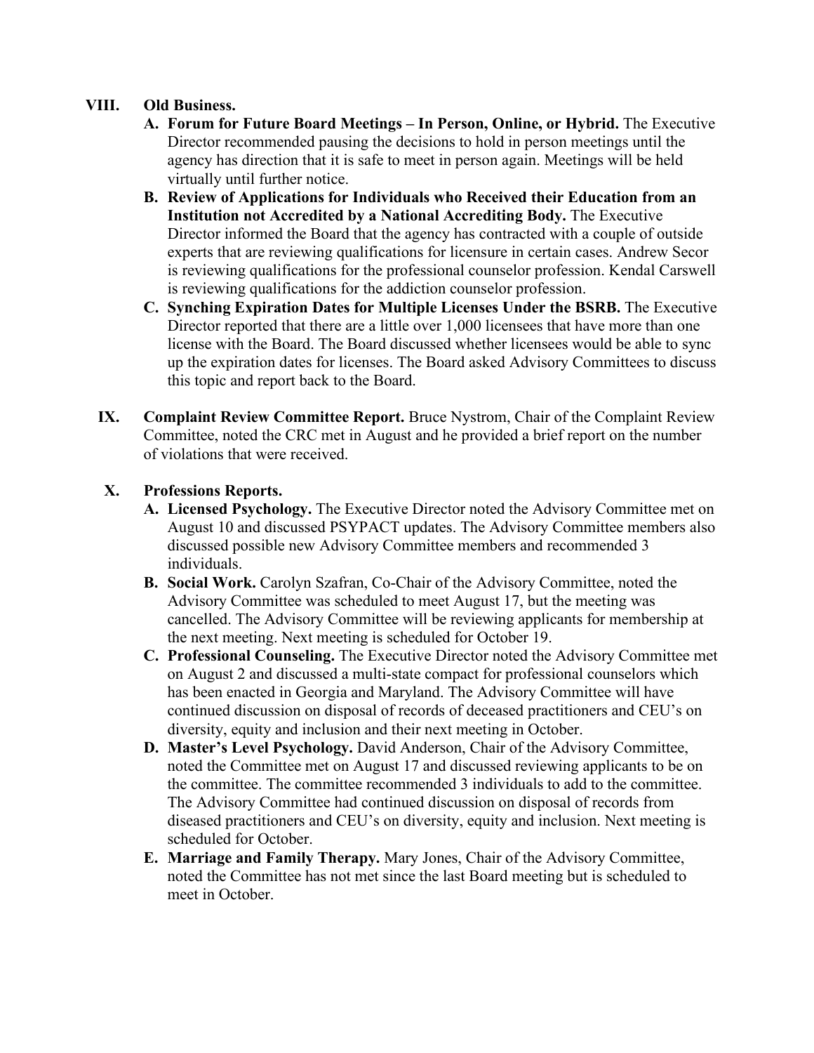## VIII. Old Business.

A. **Forum for Future Board Meetings – In Person, Online, or Hybrid.** The Executive Director recommended pausing the decisions to hold in person meetings until the agency has direction that it is safe to meet in person again. Meetings will be held virtually until further notice.

B. **Review of Applications for Individuals who Received their Education from an Institution not Accredited by a National Accrediting Body.** The Executive Director informed the Board that the agency has contracted with a couple of outside experts that are reviewing qualifications for licensure in certain cases. Andrew Secor is reviewing qualifications for the professional counselor profession. Kendal Carswell is reviewing qualifications for the addiction counselor profession.

C. **Synching Expiration Dates for Multiple Licenses Under the BSRB.** The Executive Director reported that there are a little over 1,000 licensees that have more than one license with the Board. The Board discussed whether licensees would be able to sync up the expiration dates for licenses. The Board asked Advisory Committees to discuss this topic and report back to the Board.

## IX. Complaint Review Committee Report.

Bruce Nystrom, Chair of the Complaint Review Committee, noted the CRC met in August and he provided a brief report on the number of violations that were received.

## X. Professions Reports.

A. **Licensed Psychology.** The Executive Director noted the Advisory Committee met on August 10 and discussed PSYPACT updates. The Advisory Committee members also discussed possible new Advisory Committee members and recommended 3 individuals.

B. **Social Work.** Carolyn Szafran, Co-Chair of the Advisory Committee, noted the Advisory Committee was scheduled to meet August 17, but the meeting was cancelled. The Advisory Committee will be reviewing applicants for membership at the next meeting. Next meeting is scheduled for October 19.

C. **Professional Counseling.** The Executive Director noted the Advisory Committee met on August 2 and discussed a multi-state compact for professional counselors which has been enacted in Georgia and Maryland. The Advisory Committee will have continued discussion on disposal of records of deceased practitioners and CEU's on diversity, equity and inclusion and their next meeting in October.

D. **Master's Level Psychology.** David Anderson, Chair of the Advisory Committee, noted the Committee met on August 17 and discussed reviewing applicants to be on the committee. The committee recommended 3 individuals to add to the committee. The Advisory Committee had continued discussion on disposal of records from diseased practitioners and CEU's on diversity, equity and inclusion. Next meeting is scheduled for October.

E. **Marriage and Family Therapy.** Mary Jones, Chair of the Advisory Committee, noted the Committee has not met since the last Board meeting but is scheduled to meet in October.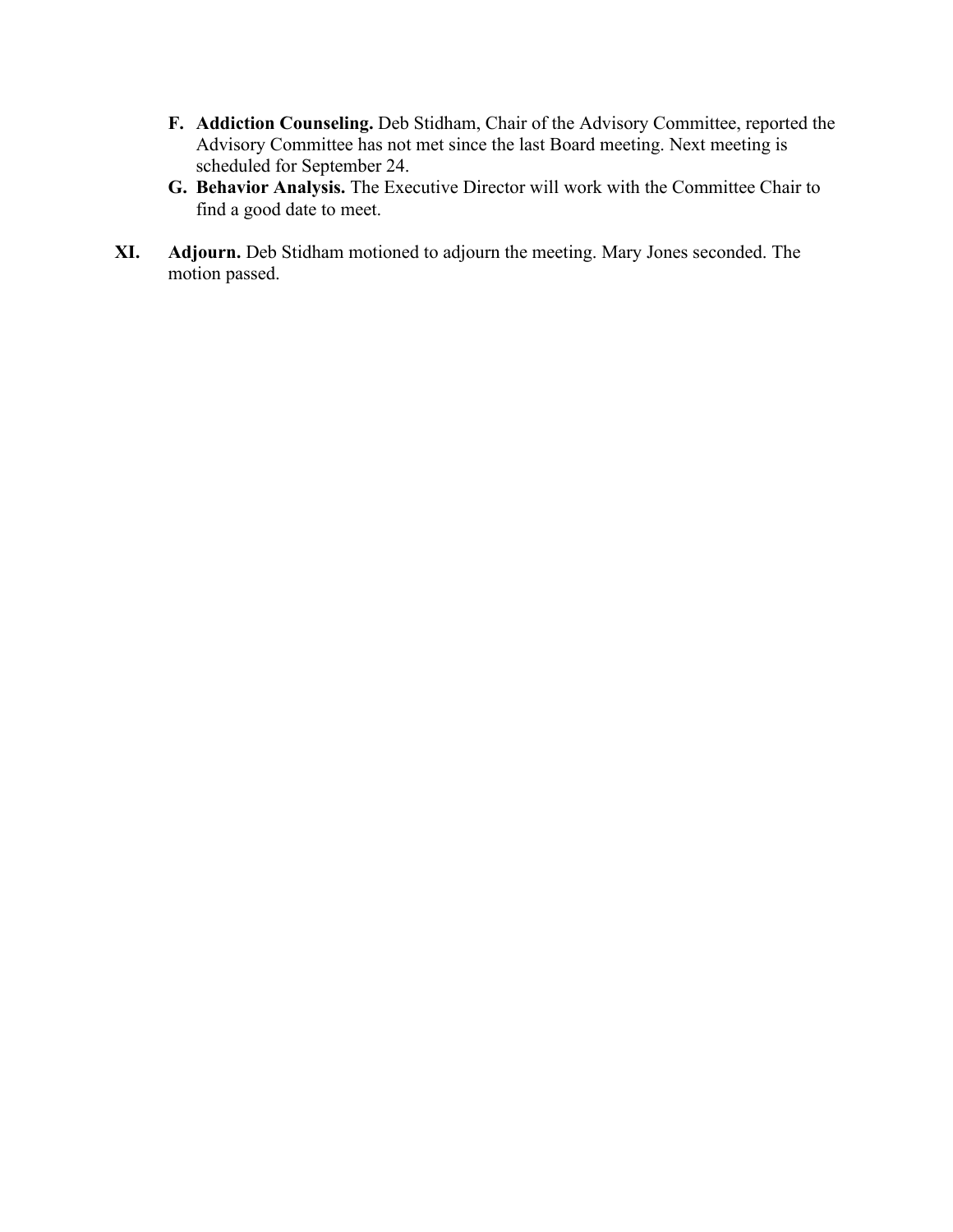F. **Addiction Counseling.** Deb Stidham, Chair of the Advisory Committee, reported the Advisory Committee has not met since the last Board meeting. Next meeting is scheduled for September 24.

G. **Behavior Analysis.** The Executive Director will work with the Committee Chair to find a good date to meet.

**XI. Adjourn.** Deb Stidham motioned to adjourn the meeting. Mary Jones seconded. The motion passed.